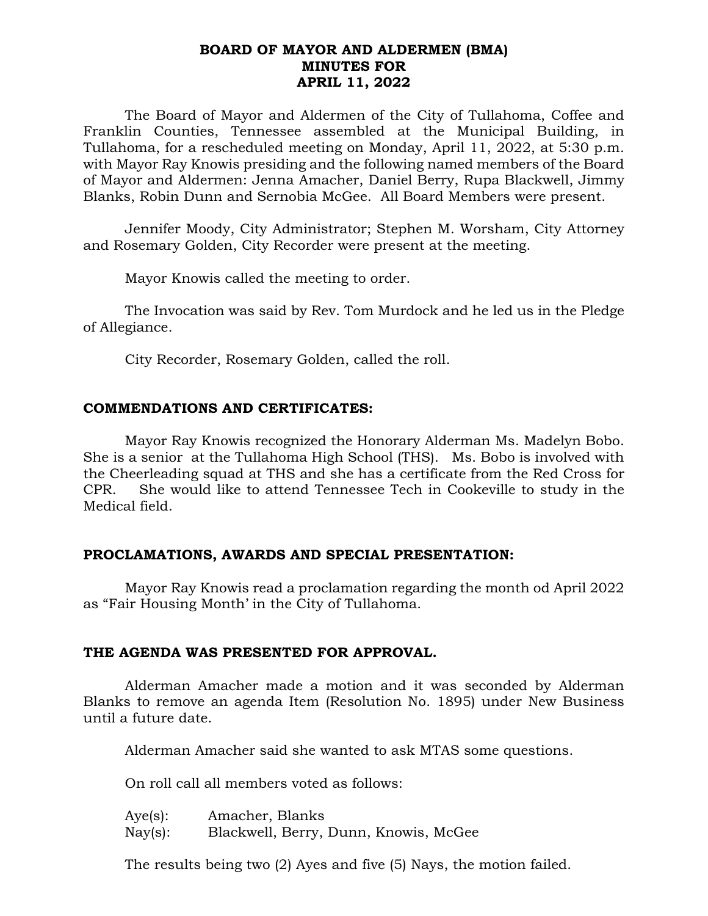# BOARD OF MAYOR AND ALDERMEN (BMA)
# MINUTES FOR
# APRIL 11, 2022

The Board of Mayor and Aldermen of the City of Tullahoma, Coffee and Franklin Counties, Tennessee assembled at the Municipal Building, in Tullahoma, for a rescheduled meeting on Monday, April 11, 2022, at 5:30 p.m. with Mayor Ray Knowis presiding and the following named members of the Board of Mayor and Aldermen: Jenna Amacher, Daniel Berry, Rupa Blackwell, Jimmy Blanks, Robin Dunn and Sernobia McGee. All Board Members were present.

Jennifer Moody, City Administrator; Stephen M. Worsham, City Attorney and Rosemary Golden, City Recorder were present at the meeting.

Mayor Knowis called the meeting to order.

The Invocation was said by Rev. Tom Murdock and he led us in the Pledge of Allegiance.

City Recorder, Rosemary Golden, called the roll.

## COMMENDATIONS AND CERTIFICATES:

Mayor Ray Knowis recognized the Honorary Alderman Ms. Madelyn Bobo. She is a senior at the Tullahoma High School (THS). Ms. Bobo is involved with the Cheerleading squad at THS and she has a certificate from the Red Cross for CPR. She would like to attend Tennessee Tech in Cookeville to study in the Medical field.

## PROCLAMATIONS, AWARDS AND SPECIAL PRESENTATION:

Mayor Ray Knowis read a proclamation regarding the month od April 2022 as "Fair Housing Month' in the City of Tullahoma.

## THE AGENDA WAS PRESENTED FOR APPROVAL.

Alderman Amacher made a motion and it was seconded by Alderman Blanks to remove an agenda Item (Resolution No. 1895) under New Business until a future date.

Alderman Amacher said she wanted to ask MTAS some questions.

On roll call all members voted as follows:

Aye(s): Amacher, Blanks
Nay(s): Blackwell, Berry, Dunn, Knowis, McGee

The results being two (2) Ayes and five (5) Nays, the motion failed.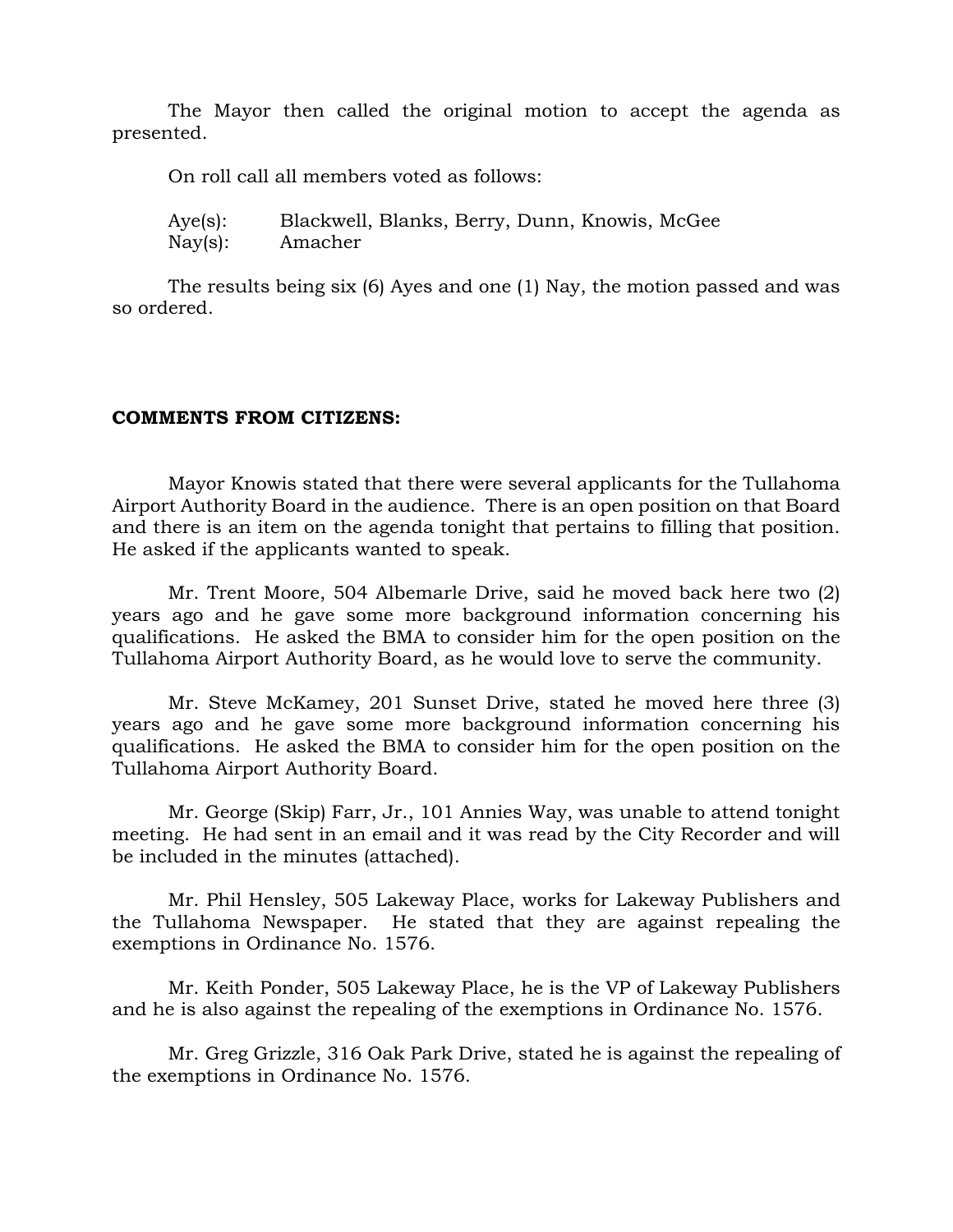The Mayor then called the original motion to accept the agenda as presented.

On roll call all members voted as follows:

Aye(s): Blackwell, Blanks, Berry, Dunn, Knowis, McGee
Nay(s): Amacher

The results being six (6) Ayes and one (1) Nay, the motion passed and was so ordered.

**COMMENTS FROM CITIZENS:**

Mayor Knowis stated that there were several applicants for the Tullahoma Airport Authority Board in the audience. There is an open position on that Board and there is an item on the agenda tonight that pertains to filling that position. He asked if the applicants wanted to speak.

Mr. Trent Moore, 504 Albemarle Drive, said he moved back here two (2) years ago and he gave some more background information concerning his qualifications. He asked the BMA to consider him for the open position on the Tullahoma Airport Authority Board, as he would love to serve the community.

Mr. Steve McKamey, 201 Sunset Drive, stated he moved here three (3) years ago and he gave some more background information concerning his qualifications. He asked the BMA to consider him for the open position on the Tullahoma Airport Authority Board.

Mr. George (Skip) Farr, Jr., 101 Annies Way, was unable to attend tonight meeting. He had sent in an email and it was read by the City Recorder and will be included in the minutes (attached).

Mr. Phil Hensley, 505 Lakeway Place, works for Lakeway Publishers and the Tullahoma Newspaper. He stated that they are against repealing the exemptions in Ordinance No. 1576.

Mr. Keith Ponder, 505 Lakeway Place, he is the VP of Lakeway Publishers and he is also against the repealing of the exemptions in Ordinance No. 1576.

Mr. Greg Grizzle, 316 Oak Park Drive, stated he is against the repealing of the exemptions in Ordinance No. 1576.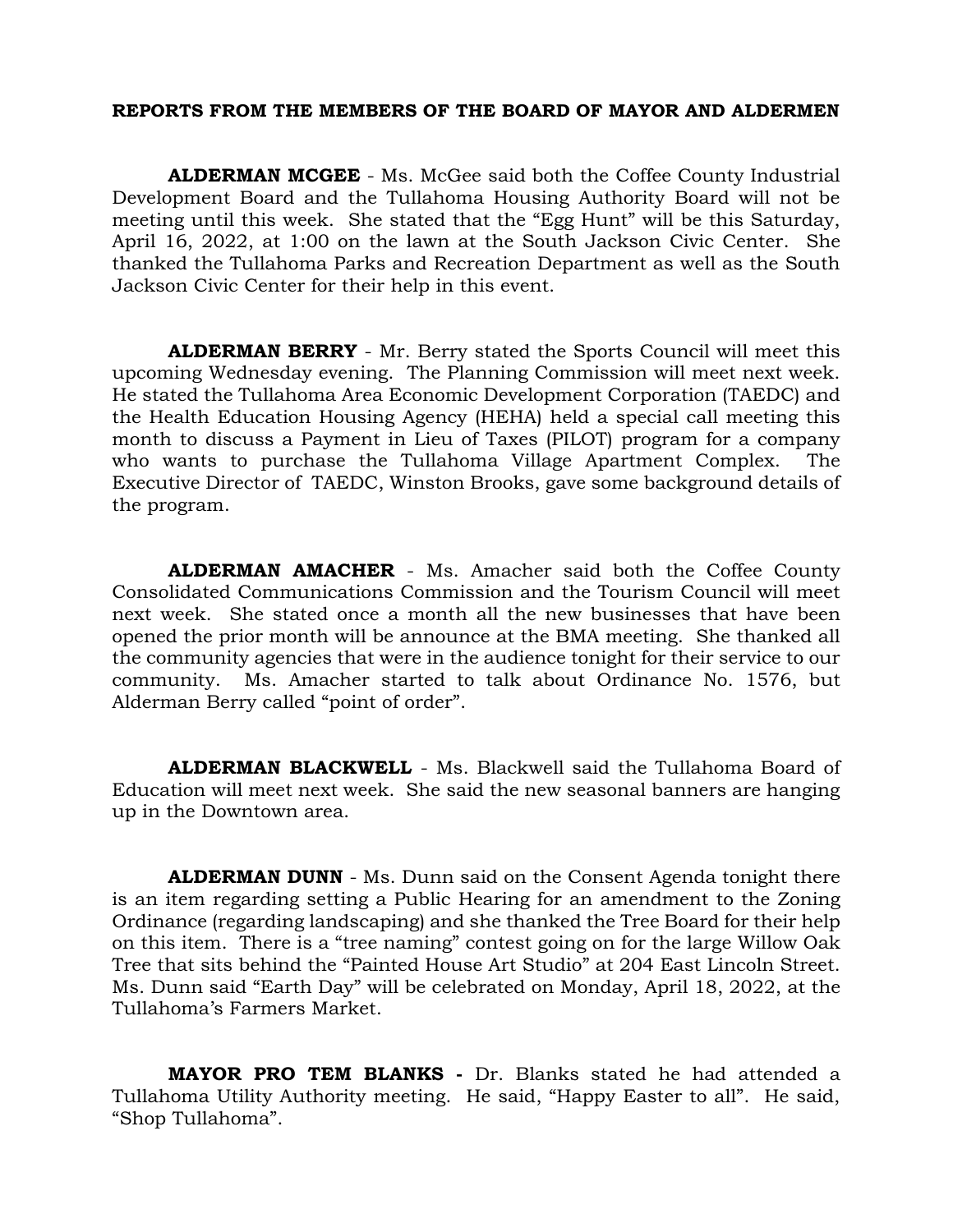**REPORTS FROM THE MEMBERS OF THE BOARD OF MAYOR AND ALDERMEN**

**ALDERMAN MCGEE** - Ms. McGee said both the Coffee County Industrial Development Board and the Tullahoma Housing Authority Board will not be meeting until this week. She stated that the "Egg Hunt" will be this Saturday, April 16, 2022, at 1:00 on the lawn at the South Jackson Civic Center. She thanked the Tullahoma Parks and Recreation Department as well as the South Jackson Civic Center for their help in this event.

**ALDERMAN BERRY** - Mr. Berry stated the Sports Council will meet this upcoming Wednesday evening. The Planning Commission will meet next week. He stated the Tullahoma Area Economic Development Corporation (TAEDC) and the Health Education Housing Agency (HEHA) held a special call meeting this month to discuss a Payment in Lieu of Taxes (PILOT) program for a company who wants to purchase the Tullahoma Village Apartment Complex. The Executive Director of TAEDC, Winston Brooks, gave some background details of the program.

**ALDERMAN AMACHER** - Ms. Amacher said both the Coffee County Consolidated Communications Commission and the Tourism Council will meet next week. She stated once a month all the new businesses that have been opened the prior month will be announce at the BMA meeting. She thanked all the community agencies that were in the audience tonight for their service to our community. Ms. Amacher started to talk about Ordinance No. 1576, but Alderman Berry called "point of order".

**ALDERMAN BLACKWELL** - Ms. Blackwell said the Tullahoma Board of Education will meet next week. She said the new seasonal banners are hanging up in the Downtown area.

**ALDERMAN DUNN** - Ms. Dunn said on the Consent Agenda tonight there is an item regarding setting a Public Hearing for an amendment to the Zoning Ordinance (regarding landscaping) and she thanked the Tree Board for their help on this item. There is a "tree naming" contest going on for the large Willow Oak Tree that sits behind the "Painted House Art Studio" at 204 East Lincoln Street. Ms. Dunn said "Earth Day" will be celebrated on Monday, April 18, 2022, at the Tullahoma's Farmers Market.

**MAYOR PRO TEM BLANKS -** Dr. Blanks stated he had attended a Tullahoma Utility Authority meeting. He said, "Happy Easter to all". He said, "Shop Tullahoma".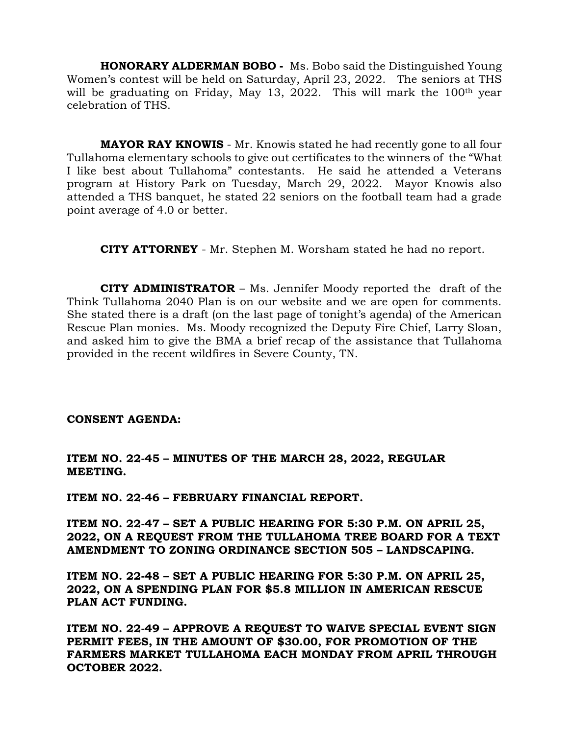**HONORARY ALDERMAN BOBO -** Ms. Bobo said the Distinguished Young Women's contest will be held on Saturday, April 23, 2022. The seniors at THS will be graduating on Friday, May 13, 2022. This will mark the 100th year celebration of THS.

**MAYOR RAY KNOWIS** - Mr. Knowis stated he had recently gone to all four Tullahoma elementary schools to give out certificates to the winners of the "What I like best about Tullahoma" contestants. He said he attended a Veterans program at History Park on Tuesday, March 29, 2022. Mayor Knowis also attended a THS banquet, he stated 22 seniors on the football team had a grade point average of 4.0 or better.

**CITY ATTORNEY** - Mr. Stephen M. Worsham stated he had no report.

**CITY ADMINISTRATOR** – Ms. Jennifer Moody reported the draft of the Think Tullahoma 2040 Plan is on our website and we are open for comments. She stated there is a draft (on the last page of tonight's agenda) of the American Rescue Plan monies. Ms. Moody recognized the Deputy Fire Chief, Larry Sloan, and asked him to give the BMA a brief recap of the assistance that Tullahoma provided in the recent wildfires in Severe County, TN.

**CONSENT AGENDA:**

**ITEM NO. 22-45 – MINUTES OF THE MARCH 28, 2022, REGULAR MEETING.**

**ITEM NO. 22-46 – FEBRUARY FINANCIAL REPORT.**

**ITEM NO. 22-47 – SET A PUBLIC HEARING FOR 5:30 P.M. ON APRIL 25, 2022, ON A REQUEST FROM THE TULLAHOMA TREE BOARD FOR A TEXT AMENDMENT TO ZONING ORDINANCE SECTION 505 – LANDSCAPING.**

**ITEM NO. 22-48 – SET A PUBLIC HEARING FOR 5:30 P.M. ON APRIL 25, 2022, ON A SPENDING PLAN FOR $5.8 MILLION IN AMERICAN RESCUE PLAN ACT FUNDING.**

**ITEM NO. 22-49 – APPROVE A REQUEST TO WAIVE SPECIAL EVENT SIGN PERMIT FEES, IN THE AMOUNT OF $30.00, FOR PROMOTION OF THE FARMERS MARKET TULLAHOMA EACH MONDAY FROM APRIL THROUGH OCTOBER 2022.**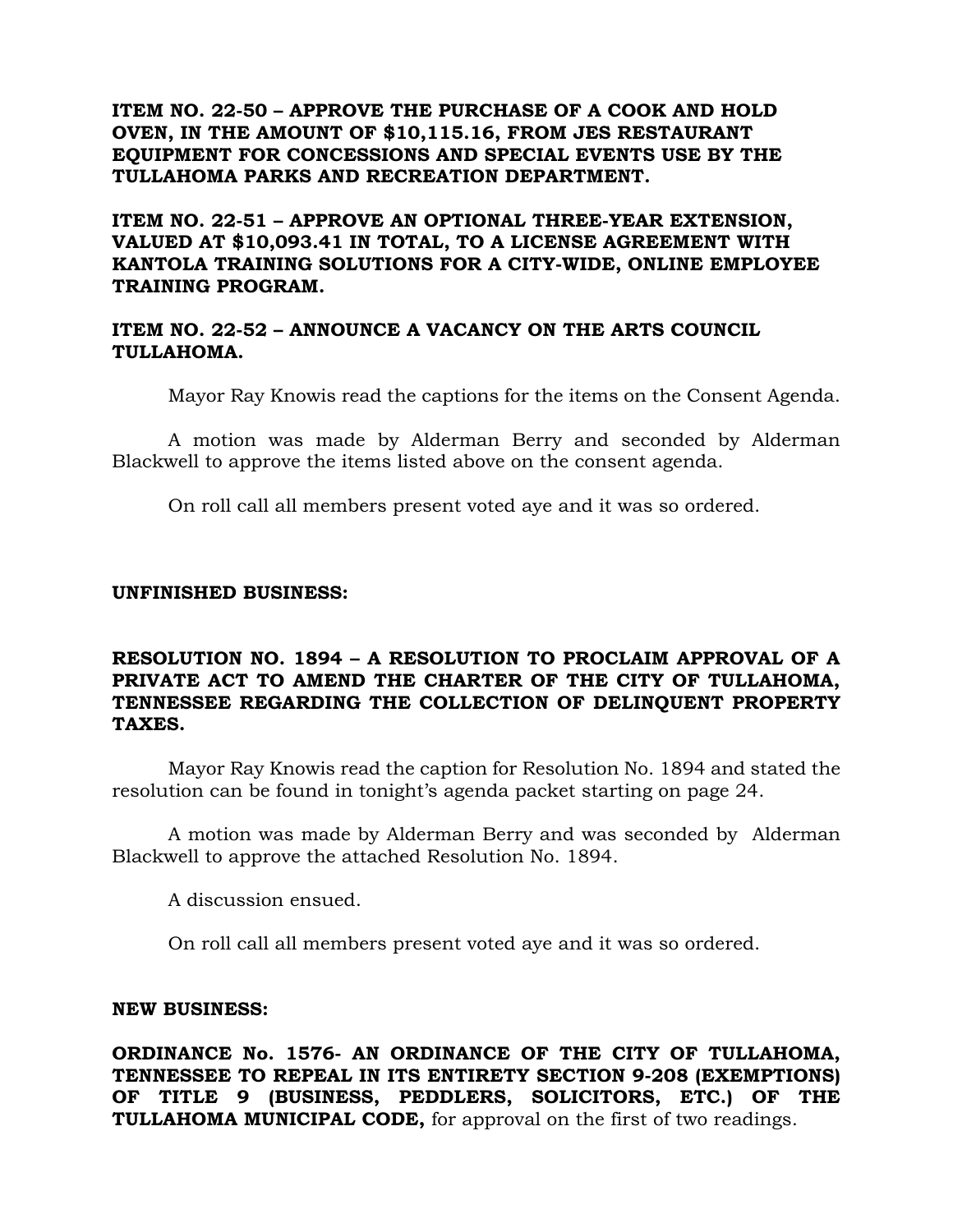**ITEM NO. 22-50 – APPROVE THE PURCHASE OF A COOK AND HOLD OVEN, IN THE AMOUNT OF $10,115.16, FROM JES RESTAURANT EQUIPMENT FOR CONCESSIONS AND SPECIAL EVENTS USE BY THE TULLAHOMA PARKS AND RECREATION DEPARTMENT.**

**ITEM NO. 22-51 – APPROVE AN OPTIONAL THREE-YEAR EXTENSION, VALUED AT $10,093.41 IN TOTAL, TO A LICENSE AGREEMENT WITH KANTOLA TRAINING SOLUTIONS FOR A CITY-WIDE, ONLINE EMPLOYEE TRAINING PROGRAM.**

**ITEM NO. 22-52 – ANNOUNCE A VACANCY ON THE ARTS COUNCIL TULLAHOMA.**

Mayor Ray Knowis read the captions for the items on the Consent Agenda.

A motion was made by Alderman Berry and seconded by Alderman Blackwell to approve the items listed above on the consent agenda.

On roll call all members present voted aye and it was so ordered.

**UNFINISHED BUSINESS:**

**RESOLUTION NO. 1894 – A RESOLUTION TO PROCLAIM APPROVAL OF A PRIVATE ACT TO AMEND THE CHARTER OF THE CITY OF TULLAHOMA, TENNESSEE REGARDING THE COLLECTION OF DELINQUENT PROPERTY TAXES.**

Mayor Ray Knowis read the caption for Resolution No. 1894 and stated the resolution can be found in tonight's agenda packet starting on page 24.

A motion was made by Alderman Berry and was seconded by Alderman Blackwell to approve the attached Resolution No. 1894.

A discussion ensued.

On roll call all members present voted aye and it was so ordered.

**NEW BUSINESS:**

**ORDINANCE No. 1576- AN ORDINANCE OF THE CITY OF TULLAHOMA, TENNESSEE TO REPEAL IN ITS ENTIRETY SECTION 9-208 (EXEMPTIONS) OF TITLE 9 (BUSINESS, PEDDLERS, SOLICITORS, ETC.) OF THE TULLAHOMA MUNICIPAL CODE,** for approval on the first of two readings.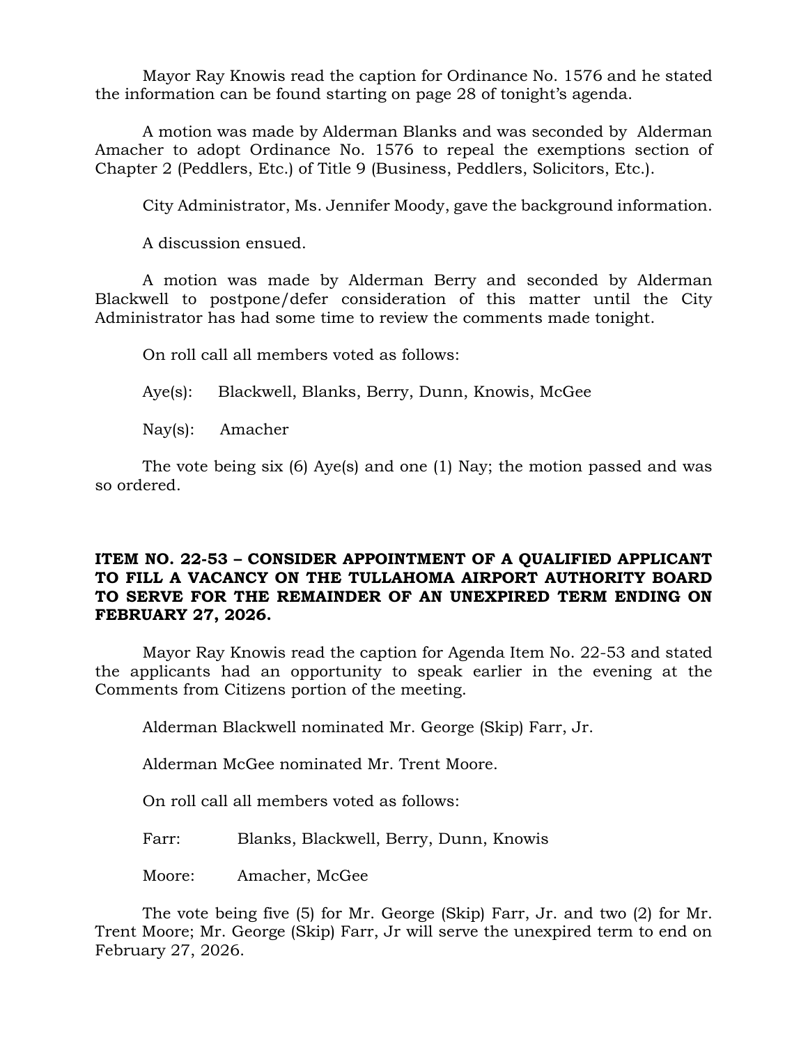Mayor Ray Knowis read the caption for Ordinance No. 1576 and he stated the information can be found starting on page 28 of tonight's agenda.

A motion was made by Alderman Blanks and was seconded by Alderman Amacher to adopt Ordinance No. 1576 to repeal the exemptions section of Chapter 2 (Peddlers, Etc.) of Title 9 (Business, Peddlers, Solicitors, Etc.).

City Administrator, Ms. Jennifer Moody, gave the background information.

A discussion ensued.

A motion was made by Alderman Berry and seconded by Alderman Blackwell to postpone/defer consideration of this matter until the City Administrator has had some time to review the comments made tonight.

On roll call all members voted as follows:

Aye(s): Blackwell, Blanks, Berry, Dunn, Knowis, McGee

Nay(s): Amacher

The vote being six (6) Aye(s) and one (1) Nay; the motion passed and was so ordered.

**ITEM NO. 22-53 – CONSIDER APPOINTMENT OF A QUALIFIED APPLICANT TO FILL A VACANCY ON THE TULLAHOMA AIRPORT AUTHORITY BOARD TO SERVE FOR THE REMAINDER OF AN UNEXPIRED TERM ENDING ON FEBRUARY 27, 2026.**

Mayor Ray Knowis read the caption for Agenda Item No. 22-53 and stated the applicants had an opportunity to speak earlier in the evening at the Comments from Citizens portion of the meeting.

Alderman Blackwell nominated Mr. George (Skip) Farr, Jr.

Alderman McGee nominated Mr. Trent Moore.

On roll call all members voted as follows:

Farr: Blanks, Blackwell, Berry, Dunn, Knowis

Moore: Amacher, McGee

The vote being five (5) for Mr. George (Skip) Farr, Jr. and two (2) for Mr. Trent Moore; Mr. George (Skip) Farr, Jr will serve the unexpired term to end on February 27, 2026.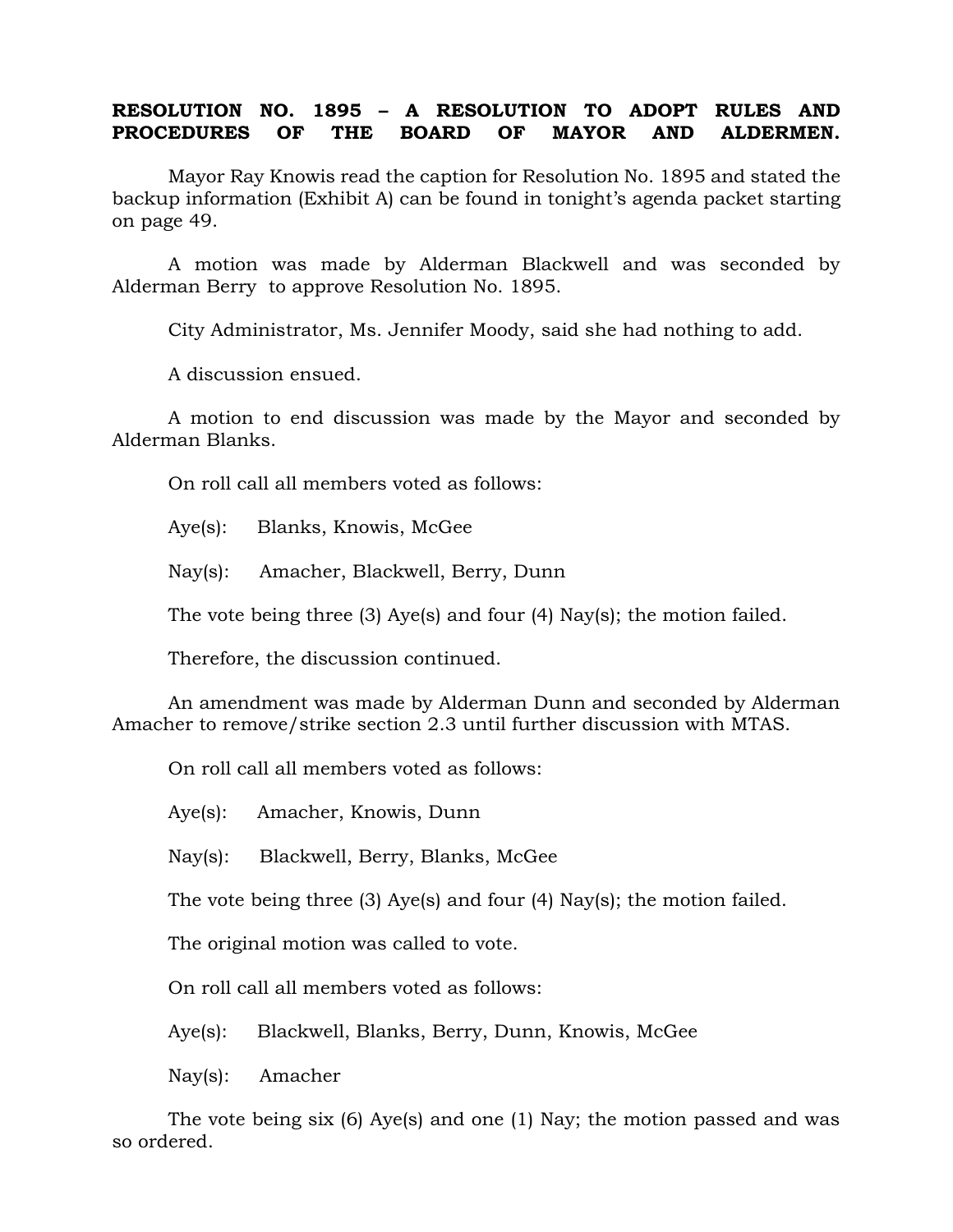**RESOLUTION NO. 1895 – A RESOLUTION TO ADOPT RULES AND PROCEDURES OF THE BOARD OF MAYOR AND ALDERMEN.**

Mayor Ray Knowis read the caption for Resolution No. 1895 and stated the backup information (Exhibit A) can be found in tonight's agenda packet starting on page 49.

A motion was made by Alderman Blackwell and was seconded by Alderman Berry to approve Resolution No. 1895.

City Administrator, Ms. Jennifer Moody, said she had nothing to add.

A discussion ensued.

A motion to end discussion was made by the Mayor and seconded by Alderman Blanks.

On roll call all members voted as follows:

Aye(s): Blanks, Knowis, McGee

Nay(s): Amacher, Blackwell, Berry, Dunn

The vote being three (3) Aye(s) and four (4) Nay(s); the motion failed.

Therefore, the discussion continued.

An amendment was made by Alderman Dunn and seconded by Alderman Amacher to remove/strike section 2.3 until further discussion with MTAS.

On roll call all members voted as follows:

Aye(s): Amacher, Knowis, Dunn

Nay(s): Blackwell, Berry, Blanks, McGee

The vote being three (3) Aye(s) and four (4) Nay(s); the motion failed.

The original motion was called to vote.

On roll call all members voted as follows:

Aye(s): Blackwell, Blanks, Berry, Dunn, Knowis, McGee

Nay(s): Amacher

The vote being six (6) Aye(s) and one (1) Nay; the motion passed and was so ordered.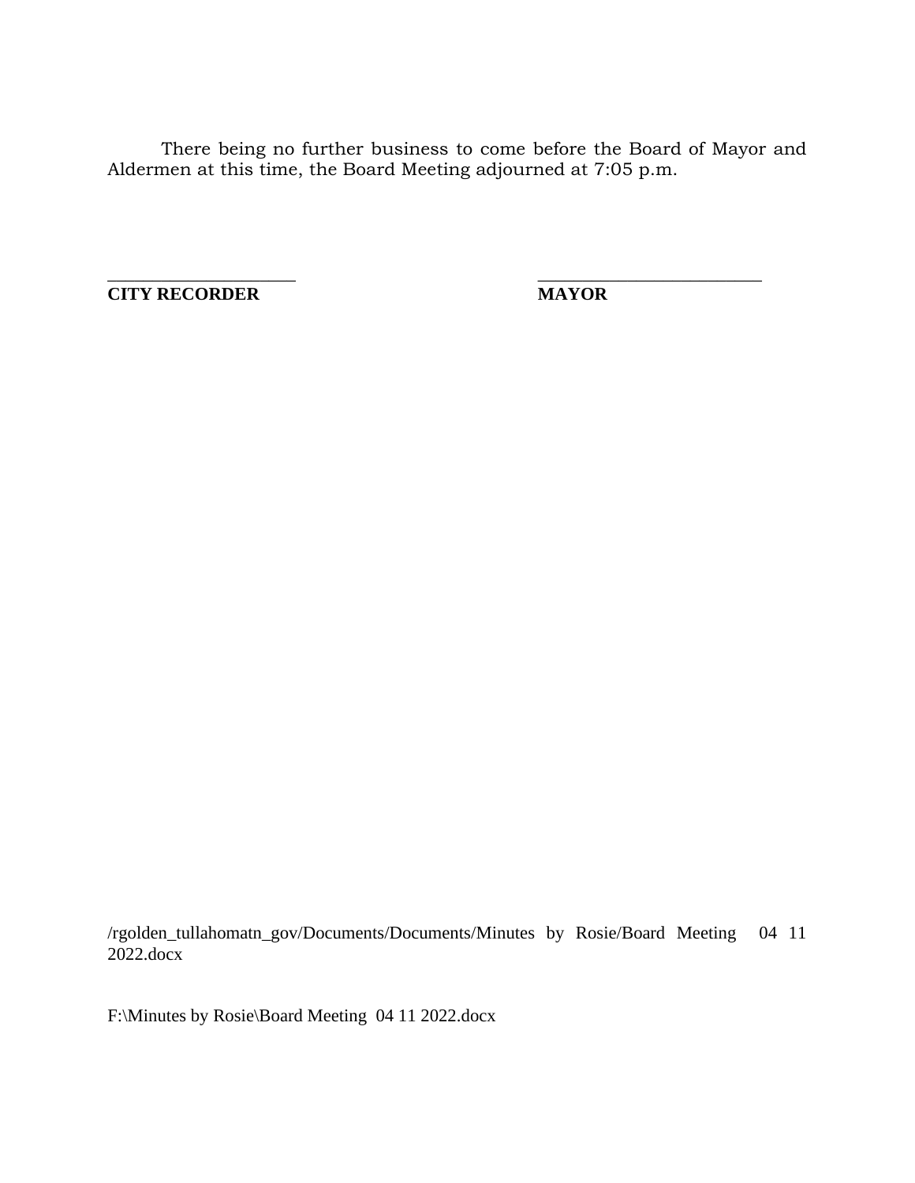There being no further business to come before the Board of Mayor and Aldermen at this time, the Board Meeting adjourned at 7:05 p.m.

_____________________ &nbsp;&nbsp;&nbsp;&nbsp;&nbsp;&nbsp;&nbsp;&nbsp;&nbsp;&nbsp;&nbsp;&nbsp; _________________________

**CITY RECORDER** &nbsp;&nbsp;&nbsp;&nbsp;&nbsp;&nbsp;&nbsp;&nbsp;&nbsp;&nbsp;&nbsp;&nbsp;&nbsp;&nbsp;&nbsp;&nbsp;&nbsp;&nbsp;&nbsp;&nbsp;&nbsp;&nbsp;&nbsp;&nbsp; **MAYOR**

/rgolden_tullahomatn_gov/Documents/Documents/Minutes by Rosie/Board Meeting 04 11 2022.docx

F:\Minutes by Rosie\Board Meeting 04 11 2022.docx